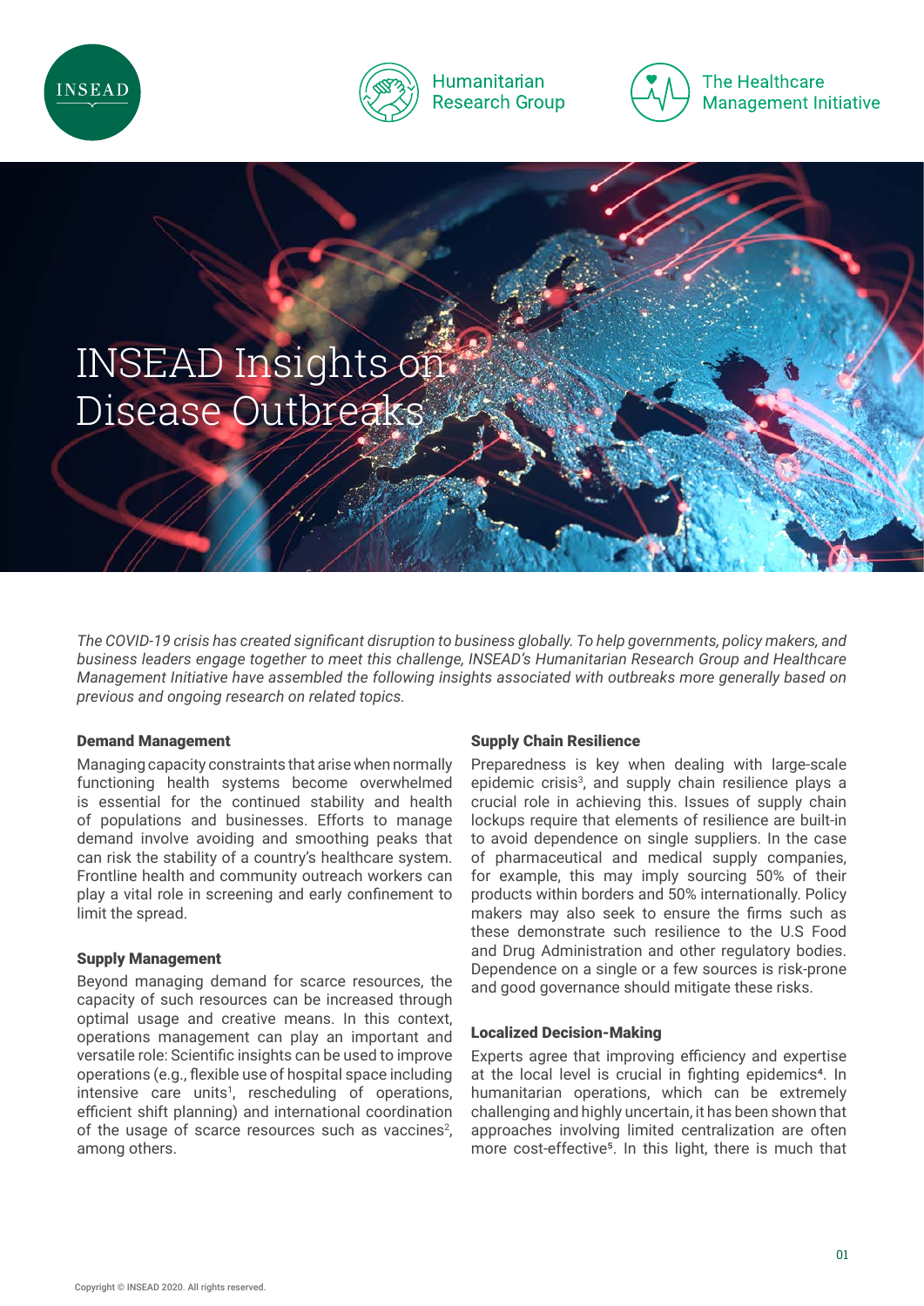INSEAD

Humanitarian Research Group

The Healthcare Management Initiative

# INSEAD Insights on Disease Outbreaks

*The COVID-19 crisis has created significant disruption to business globally. To help governments, policy makers, and business leaders engage together to meet this challenge, INSEAD's Humanitarian Research Group and Healthcare Management Initiative have assembled the following insights associated with outbreaks more generally based on previous and ongoing research on related topics.*

### Demand Management

Managing capacity constraints that arise when normally functioning health systems become overwhelmed is essential for the continued stability and health of populations and businesses. Efforts to manage demand involve avoiding and smoothing peaks that can risk the stability of a country's healthcare system. Frontline health and community outreach workers can play a vital role in screening and early confinement to limit the spread.

### Supply Management

Beyond managing demand for scarce resources, the capacity of such resources can be increased through optimal usage and creative means. In this context, operations management can play an important and versatile role: Scientific insights can be used to improve operations (e.g., flexible use of hospital space including intensive care units[1], rescheduling of operations, efficient shift planning) and international coordination of the usage of scarce resources such as vaccines[2], among others.

### Supply Chain Resilience

Preparedness is key when dealing with large-scale epidemic crisis[3], and supply chain resilience plays a crucial role in achieving this. Issues of supply chain lockups require that elements of resilience are built-in to avoid dependence on single suppliers. In the case of pharmaceutical and medical supply companies, for example, this may imply sourcing 50% of their products within borders and 50% internationally. Policy makers may also seek to ensure the firms such as these demonstrate such resilience to the U.S Food and Drug Administration and other regulatory bodies. Dependence on a single or a few sources is risk-prone and good governance should mitigate these risks.

### Localized Decision-Making

Experts agree that improving efficiency and expertise at the local level is crucial in fighting epidemics[4]. In humanitarian operations, which can be extremely challenging and highly uncertain, it has been shown that approaches involving limited centralization are often more cost-effective[5]. In this light, there is much that

Copyright © INSEAD 2020. All rights reserved.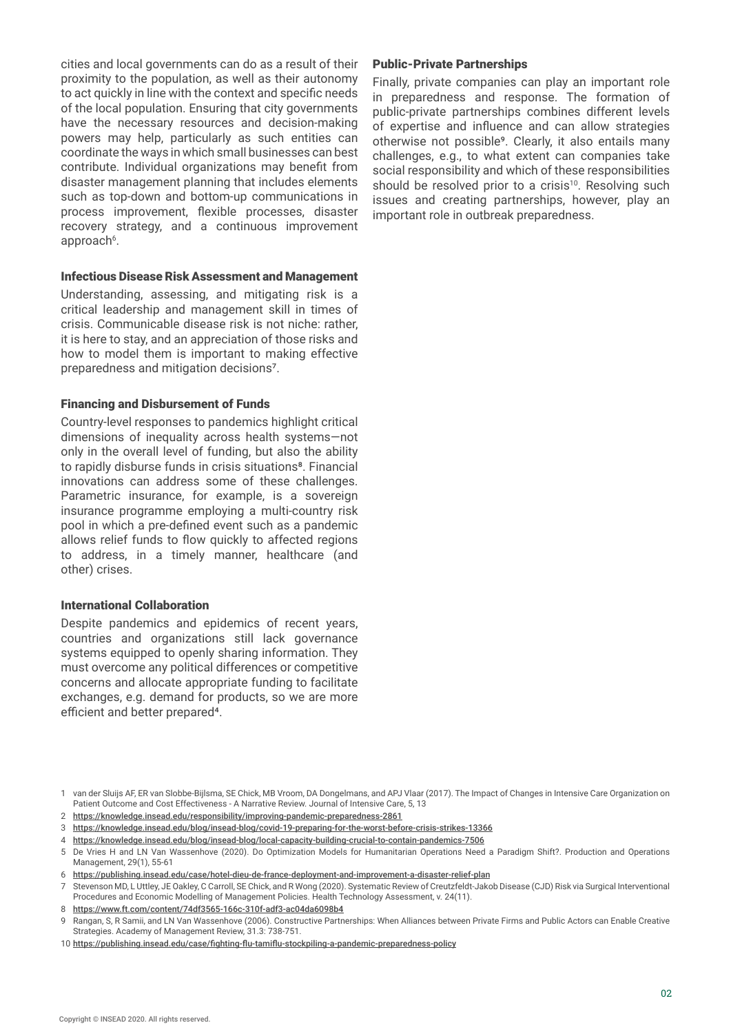cities and local governments can do as a result of their proximity to the population, as well as their autonomy to act quickly in line with the context and specific needs of the local population. Ensuring that city governments have the necessary resources and decision-making powers may help, particularly as such entities can coordinate the ways in which small businesses can best contribute. Individual organizations may benefit from disaster management planning that includes elements such as top-down and bottom-up communications in process improvement, flexible processes, disaster recovery strategy, and a continuous improvement approach[6].

### Infectious Disease Risk Assessment and Management

Understanding, assessing, and mitigating risk is a critical leadership and management skill in times of crisis. Communicable disease risk is not niche: rather, it is here to stay, and an appreciation of those risks and how to model them is important to making effective preparedness and mitigation decisions[7].

### Financing and Disbursement of Funds

Country-level responses to pandemics highlight critical dimensions of inequality across health systems—not only in the overall level of funding, but also the ability to rapidly disburse funds in crisis situations[8]. Financial innovations can address some of these challenges. Parametric insurance, for example, is a sovereign insurance programme employing a multi-country risk pool in which a pre-defined event such as a pandemic allows relief funds to flow quickly to affected regions to address, in a timely manner, healthcare (and other) crises.

### International Collaboration

Despite pandemics and epidemics of recent years, countries and organizations still lack governance systems equipped to openly sharing information. They must overcome any political differences or competitive concerns and allocate appropriate funding to facilitate exchanges, e.g. demand for products, so we are more efficient and better prepared[4].

### Public-Private Partnerships

Finally, private companies can play an important role in preparedness and response. The formation of public-private partnerships combines different levels of expertise and influence and can allow strategies otherwise not possible[9]. Clearly, it also entails many challenges, e.g., to what extent can companies take social responsibility and which of these responsibilities should be resolved prior to a crisis[10]. Resolving such issues and creating partnerships, however, play an important role in outbreak preparedness.

---

1 van der Sluijs AF, ER van Slobbe-Bijlsma, SE Chick, MB Vroom, DA Dongelmans, and APJ Vlaar (2017). The Impact of Changes in Intensive Care Organization on Patient Outcome and Cost Effectiveness - A Narrative Review. Journal of Intensive Care, 5, 13

2 https://knowledge.insead.edu/responsibility/improving-pandemic-preparedness-2861

3 https://knowledge.insead.edu/blog/insead-blog/covid-19-preparing-for-the-worst-before-crisis-strikes-13366

4 https://knowledge.insead.edu/blog/insead-blog/local-capacity-building-crucial-to-contain-pandemics-7506

5 De Vries H and LN Van Wassenhove (2020). Do Optimization Models for Humanitarian Operations Need a Paradigm Shift?. Production and Operations Management, 29(1), 55-61

6 https://publishing.insead.edu/case/hotel-dieu-de-france-deployment-and-improvement-a-disaster-relief-plan

7 Stevenson MD, L Uttley, JE Oakley, C Carroll, SE Chick, and R Wong (2020). Systematic Review of Creutzfeldt-Jakob Disease (CJD) Risk via Surgical Interventional Procedures and Economic Modelling of Management Policies. Health Technology Assessment, v. 24(11).

8 https://www.ft.com/content/74df3565-166c-310f-adf3-ac04da6098b4

9 Rangan, S, R Samii, and LN Van Wassenhove (2006). Constructive Partnerships: When Alliances between Private Firms and Public Actors can Enable Creative Strategies. Academy of Management Review, 31.3: 738-751.

10 https://publishing.insead.edu/case/fighting-flu-tamiflu-stockpiling-a-pandemic-preparedness-policy

Copyright © INSEAD 2020. All rights reserved.